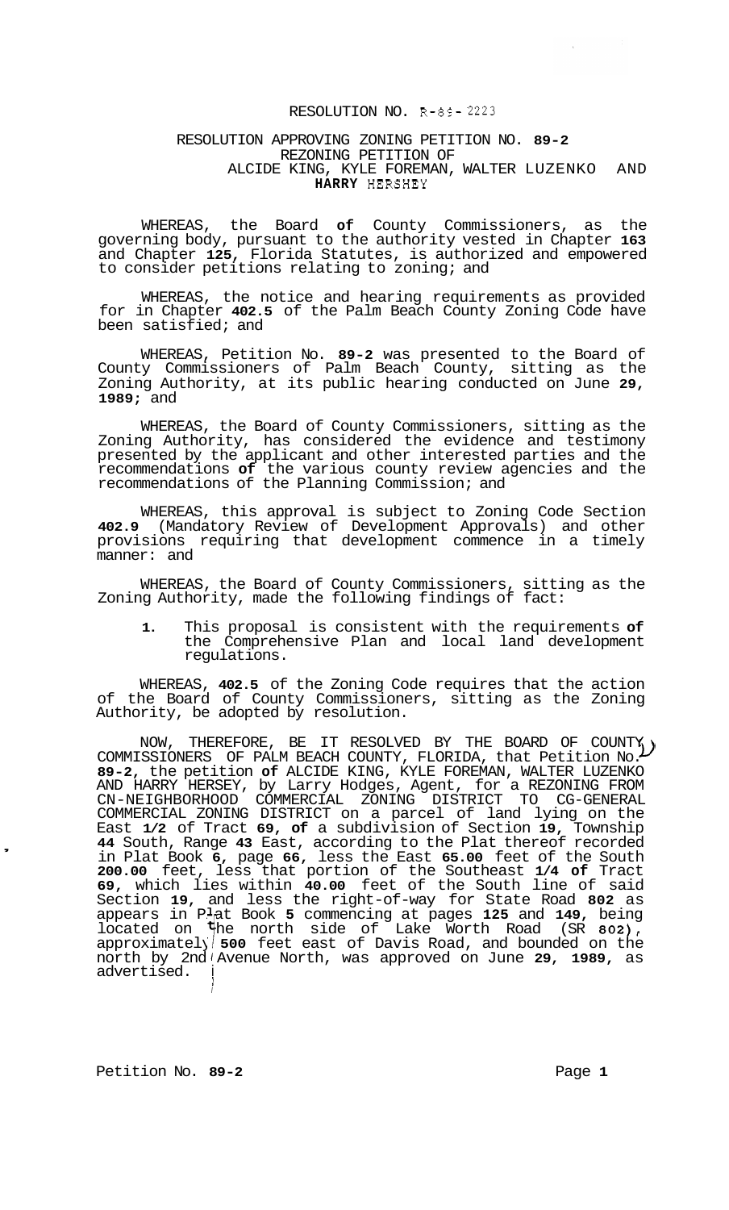# RESOLUTION NO. R-89-2223

## RESOLUTION APPROVING ZONING PETITION NO. 89-2
## REZONING PETITION OF
## ALCIDE KING, KYLE FOREMAN, WALTER LUZENKO AND HARRY HERSHEY

WHEREAS, the Board of County Commissioners, as the governing body, pursuant to the authority vested in Chapter 163 and Chapter 125, Florida Statutes, is authorized and empowered to consider petitions relating to zoning; and

WHEREAS, the notice and hearing requirements as provided for in Chapter 402.5 of the Palm Beach County Zoning Code have been satisfied; and

WHEREAS, Petition No. 89-2 was presented to the Board of County Commissioners of Palm Beach County, sitting as the Zoning Authority, at its public hearing conducted on June 29, 1989; and

WHEREAS, the Board of County Commissioners, sitting as the Zoning Authority, has considered the evidence and testimony presented by the applicant and other interested parties and the recommendations of the various county review agencies and the recommendations of the Planning Commission; and

WHEREAS, this approval is subject to Zoning Code Section 402.9 (Mandatory Review of Development Approvals) and other provisions requiring that development commence in a timely manner: and

WHEREAS, the Board of County Commissioners, sitting as the Zoning Authority, made the following findings of fact:

1. This proposal is consistent with the requirements of the Comprehensive Plan and local land development regulations.

WHEREAS, 402.5 of the Zoning Code requires that the action of the Board of County Commissioners, sitting as the Zoning Authority, be adopted by resolution.

NOW, THEREFORE, BE IT RESOLVED BY THE BOARD OF COUNTY COMMISSIONERS OF PALM BEACH COUNTY, FLORIDA, that Petition No. 89-2, the petition of ALCIDE KING, KYLE FOREMAN, WALTER LUZENKO AND HARRY HERSEY, by Larry Hodges, Agent, for a REZONING FROM CN-NEIGHBORHOOD COMMERCIAL ZONING DISTRICT TO CG-GENERAL COMMERCIAL ZONING DISTRICT on a parcel of land lying on the East 1/2 of Tract 69, of a subdivision of Section 19, Township 44 South, Range 43 East, according to the Plat thereof recorded in Plat Book 6, page 66, less the East 65.00 feet of the South 200.00 feet, less that portion of the Southeast 1/4 of Tract 69, which lies within 40.00 feet of the South line of said Section 19, and less the right-of-way for State Road 802 as appears in Plat Book 5 commencing at pages 125 and 149, being located on the north side of Lake Worth Road (SR 802), approximately 500 feet east of Davis Road, and bounded on the north by 2nd Avenue North, was approved on June 29, 1989, as advertised.

Petition No. 89-2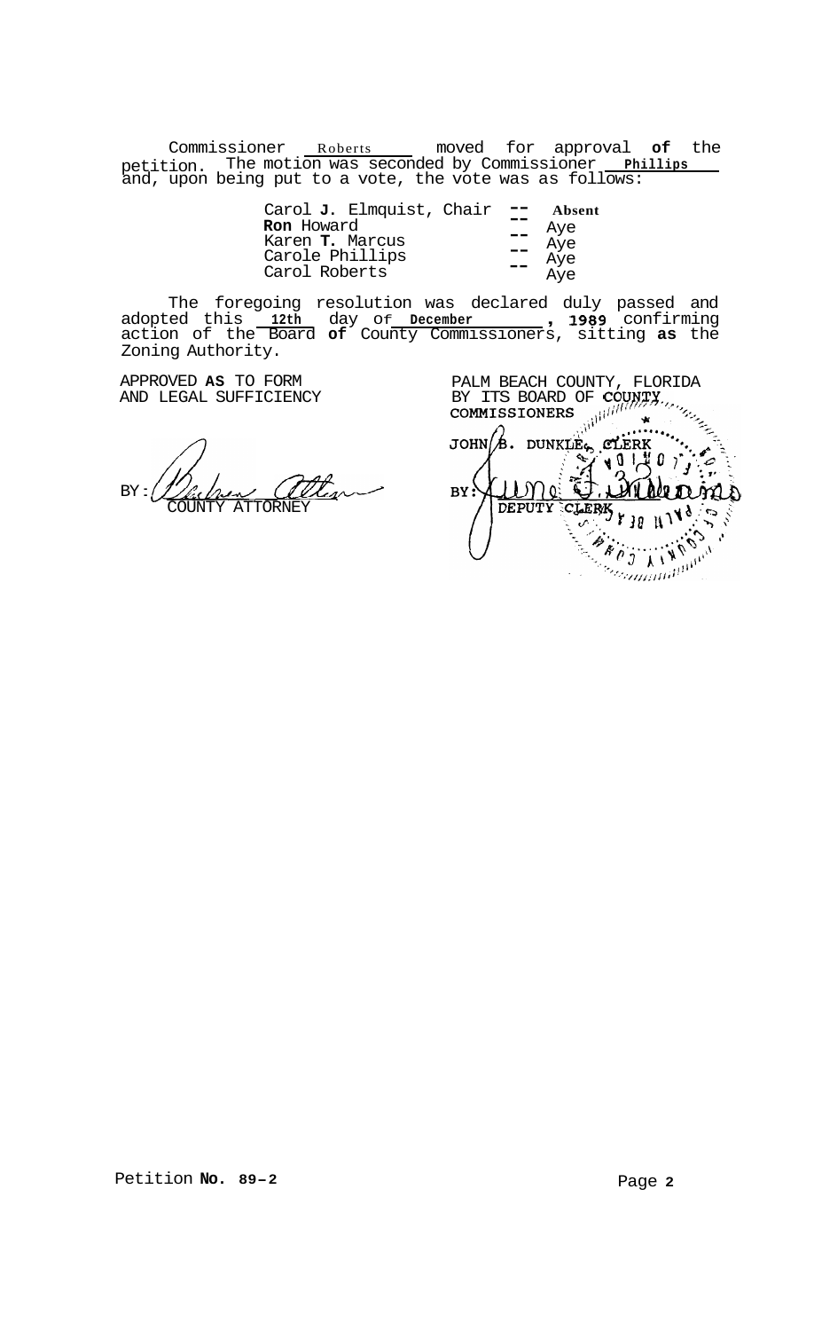Commissioner Roberts moved for approval of the petition. The motion was seconded by Commissioner Phillips and, upon being put to a vote, the vote was as follows:

| | | |
|---|---|---|
| Carol J. Elmquist, Chair | -- | Absent |
| Ron Howard | -- | Aye |
| Karen T. Marcus | -- | Aye |
| Carole Phillips | -- | Aye |
| Carol Roberts | -- | Aye |

The foregoing resolution was declared duly passed and adopted this 12th day of December, 1989 confirming action of the Board of County Commissioners, sitting as the Zoning Authority.

APPROVED AS TO FORM AND LEGAL SUFFICIENCY

BY: COUNTY ATTORNEY

PALM BEACH COUNTY, FLORIDA BY ITS BOARD OF COUNTY COMMISSIONERS

JOHN B. DUNKLE, CLERK

BY: DEPUTY CLERK

Petition No. 89-2